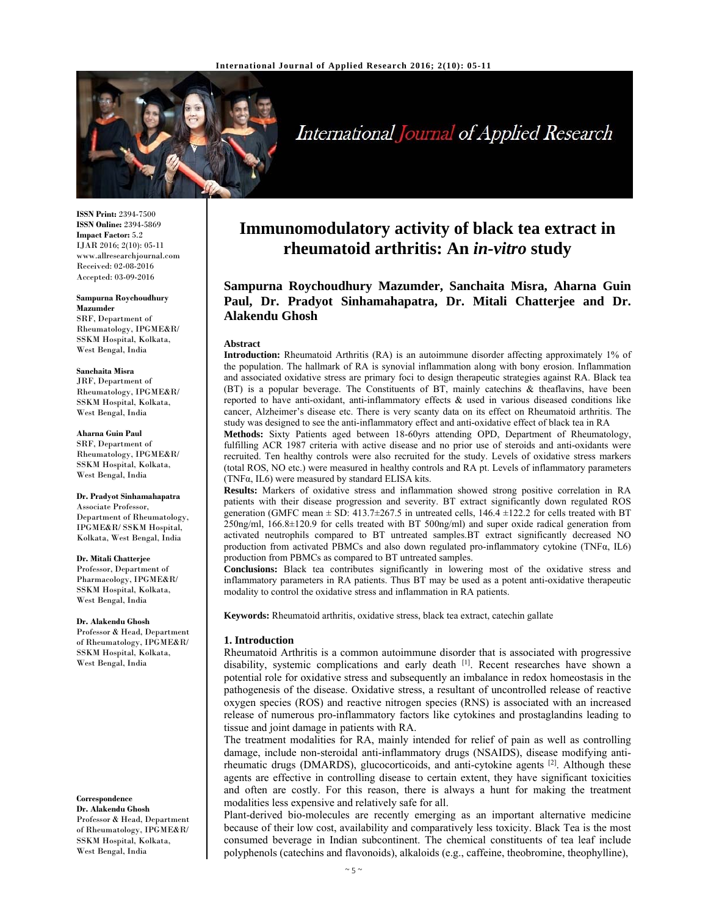# Immunomodulatory activity of black tea extract in rheumatoid arthritis: An *in-vitro* study

**Sampurna Roychoudhury Mazumder, Sanchaita Misra, Aharna Guin Paul, Dr. Pradyot Sinhamahapatra, Dr. Mitali Chatterjee and Dr. Alakendu Ghosh**

**ISSN Print:** 2394-7500
**ISSN Online:** 2394-5869
**Impact Factor:** 5.2
IJAR 2016; 2(10): 05-11
www.allresearchjournal.com
Received: 02-08-2016
Accepted: 03-09-2016

**Sampurna Roychoudhury Mazumder**
SRF, Department of Rheumatology, IPGME&R/ SSKM Hospital, Kolkata, West Bengal, India

**Sanchaita Misra**
JRF, Department of Rheumatology, IPGME&R/ SSKM Hospital, Kolkata, West Bengal, India

**Aharna Guin Paul**
SRF, Department of Rheumatology, IPGME&R/ SSKM Hospital, Kolkata, West Bengal, India

**Dr. Pradyot Sinhamahapatra**
Associate Professor, Department of Rheumatology, IPGME&R/ SSKM Hospital, Kolkata, West Bengal, India

**Dr. Mitali Chatterjee**
Professor, Department of Pharmacology, IPGME&R/ SSKM Hospital, Kolkata, West Bengal, India

**Dr. Alakendu Ghosh**
Professor & Head, Department of Rheumatology, IPGME&R/ SSKM Hospital, Kolkata, West Bengal, India

**Correspondence**
**Dr. Alakendu Ghosh**
Professor & Head, Department of Rheumatology, IPGME&R/ SSKM Hospital, Kolkata, West Bengal, India

## Abstract

**Introduction:** Rheumatoid Arthritis (RA) is an autoimmune disorder affecting approximately 1% of the population. The hallmark of RA is synovial inflammation along with bony erosion. Inflammation and associated oxidative stress are primary foci to design therapeutic strategies against RA. Black tea (BT) is a popular beverage. The Constituents of BT, mainly catechins & theaflavins, have been reported to have anti-oxidant, anti-inflammatory effects & used in various diseased conditions like cancer, Alzheimer's disease etc. There is very scanty data on its effect on Rheumatoid arthritis. The study was designed to see the anti-inflammatory effect and anti-oxidative effect of black tea in RA

**Methods:** Sixty Patients aged between 18-60yrs attending OPD, Department of Rheumatology, fulfilling ACR 1987 criteria with active disease and no prior use of steroids and anti-oxidants were recruited. Ten healthy controls were also recruited for the study. Levels of oxidative stress markers (total ROS, NO etc.) were measured in healthy controls and RA pt. Levels of inflammatory parameters (TNFα, IL6) were measured by standard ELISA kits.

**Results:** Markers of oxidative stress and inflammation showed strong positive correlation in RA patients with their disease progression and severity. BT extract significantly down regulated ROS generation (GMFC mean ± SD: 413.7±267.5 in untreated cells, 146.4 ±122.2 for cells treated with BT 250ng/ml, 166.8±120.9 for cells treated with BT 500ng/ml) and super oxide radical generation from activated neutrophils compared to BT untreated samples.BT extract significantly decreased NO production from activated PBMCs and also down regulated pro-inflammatory cytokine (TNFα, IL6) production from PBMCs as compared to BT untreated samples.

**Conclusions:** Black tea contributes significantly in lowering most of the oxidative stress and inflammatory parameters in RA patients. Thus BT may be used as a potent anti-oxidative therapeutic modality to control the oxidative stress and inflammation in RA patients.

**Keywords:** Rheumatoid arthritis, oxidative stress, black tea extract, catechin gallate

## 1. Introduction

Rheumatoid Arthritis is a common autoimmune disorder that is associated with progressive disability, systemic complications and early death [1]. Recent researches have shown a potential role for oxidative stress and subsequently an imbalance in redox homeostasis in the pathogenesis of the disease. Oxidative stress, a resultant of uncontrolled release of reactive oxygen species (ROS) and reactive nitrogen species (RNS) is associated with an increased release of numerous pro-inflammatory factors like cytokines and prostaglandins leading to tissue and joint damage in patients with RA.

The treatment modalities for RA, mainly intended for relief of pain as well as controlling damage, include non-steroidal anti-inflammatory drugs (NSAIDS), disease modifying anti-rheumatic drugs (DMARDS), glucocorticoids, and anti-cytokine agents [2]. Although these agents are effective in controlling disease to certain extent, they have significant toxicities and often are costly. For this reason, there is always a hunt for making the treatment modalities less expensive and relatively safe for all.

Plant-derived bio-molecules are recently emerging as an important alternative medicine because of their low cost, availability and comparatively less toxicity. Black Tea is the most consumed beverage in Indian subcontinent. The chemical constituents of tea leaf include polyphenols (catechins and flavonoids), alkaloids (e.g., caffeine, theobromine, theophylline),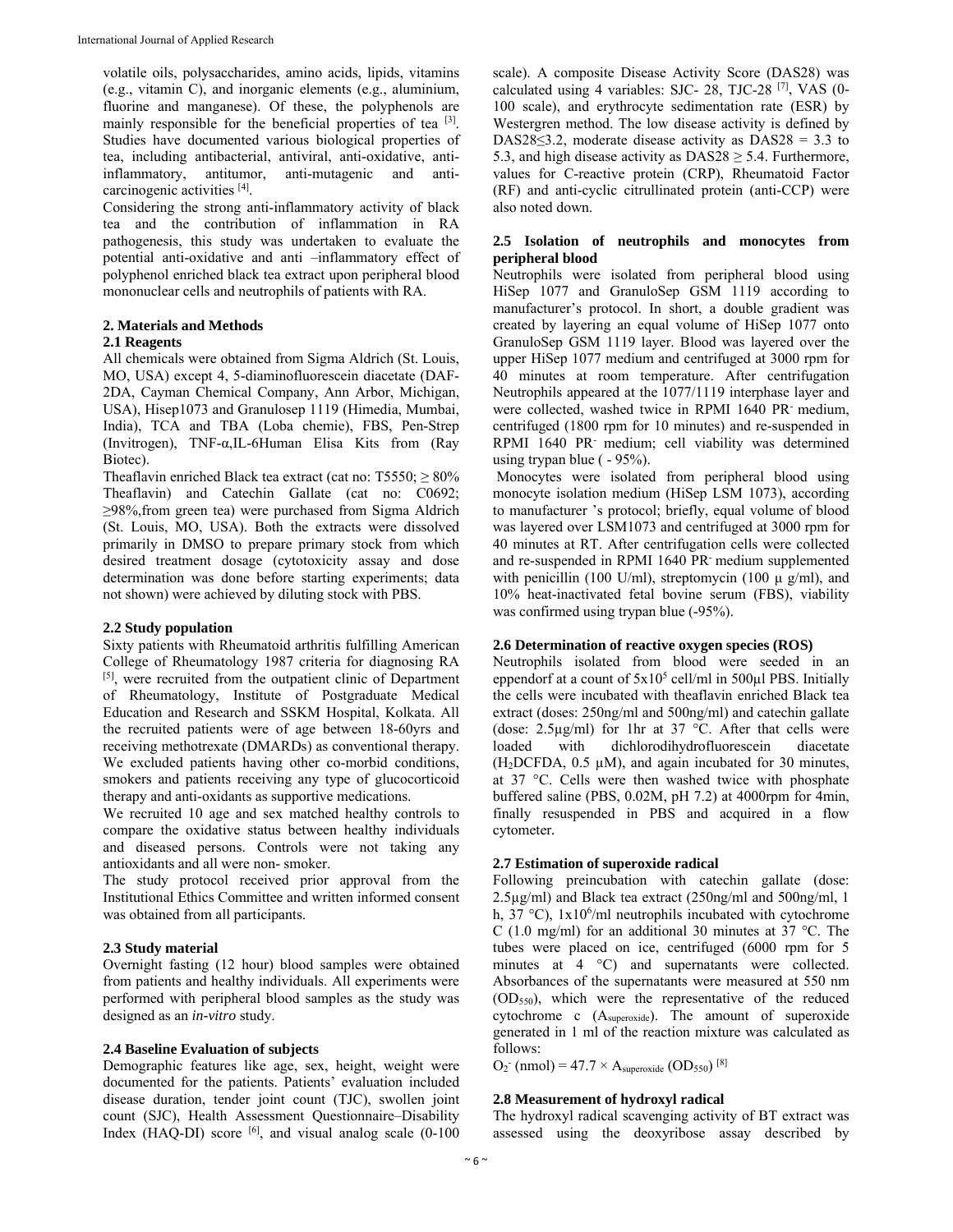volatile oils, polysaccharides, amino acids, lipids, vitamins (e.g., vitamin C), and inorganic elements (e.g., aluminium, fluorine and manganese). Of these, the polyphenols are mainly responsible for the beneficial properties of tea [3]. Studies have documented various biological properties of tea, including antibacterial, antiviral, anti-oxidative, anti-inflammatory, antitumor, anti-mutagenic and anti-carcinogenic activities [4].

Considering the strong anti-inflammatory activity of black tea and the contribution of inflammation in RA pathogenesis, this study was undertaken to evaluate the potential anti-oxidative and anti –inflammatory effect of polyphenol enriched black tea extract upon peripheral blood mononuclear cells and neutrophils of patients with RA.

## 2. Materials and Methods

### 2.1 Reagents

All chemicals were obtained from Sigma Aldrich (St. Louis, MO, USA) except 4, 5-diaminofluorescein diacetate (DAF-2DA, Cayman Chemical Company, Ann Arbor, Michigan, USA), Hisep1073 and Granulosep 1119 (Himedia, Mumbai, India), TCA and TBA (Loba chemie), FBS, Pen-Strep (Invitrogen), TNF-α,IL-6Human Elisa Kits from (Ray Biotec).

Theaflavin enriched Black tea extract (cat no: T5550; ≥ 80% Theaflavin) and Catechin Gallate (cat no: C0692; ≥98%,from green tea) were purchased from Sigma Aldrich (St. Louis, MO, USA). Both the extracts were dissolved primarily in DMSO to prepare primary stock from which desired treatment dosage (cytotoxicity assay and dose determination was done before starting experiments; data not shown) were achieved by diluting stock with PBS.

### 2.2 Study population

Sixty patients with Rheumatoid arthritis fulfilling American College of Rheumatology 1987 criteria for diagnosing RA [5], were recruited from the outpatient clinic of Department of Rheumatology, Institute of Postgraduate Medical Education and Research and SSKM Hospital, Kolkata. All the recruited patients were of age between 18-60yrs and receiving methotrexate (DMARDs) as conventional therapy. We excluded patients having other co-morbid conditions, smokers and patients receiving any type of glucocorticoid therapy and anti-oxidants as supportive medications.

We recruited 10 age and sex matched healthy controls to compare the oxidative status between healthy individuals and diseased persons. Controls were not taking any antioxidants and all were non- smoker.

The study protocol received prior approval from the Institutional Ethics Committee and written informed consent was obtained from all participants.

### 2.3 Study material

Overnight fasting (12 hour) blood samples were obtained from patients and healthy individuals. All experiments were performed with peripheral blood samples as the study was designed as an *in-vitro* study.

### 2.4 Baseline Evaluation of subjects

Demographic features like age, sex, height, weight were documented for the patients. Patients' evaluation included disease duration, tender joint count (TJC), swollen joint count (SJC), Health Assessment Questionnaire–Disability Index (HAQ-DI) score [6], and visual analog scale (0-100 scale). A composite Disease Activity Score (DAS28) was calculated using 4 variables: SJC- 28, TJC-28 [7], VAS (0-100 scale), and erythrocyte sedimentation rate (ESR) by Westergren method. The low disease activity is defined by DAS28≤3.2, moderate disease activity as DAS28 = 3.3 to 5.3, and high disease activity as DAS28 ≥ 5.4. Furthermore, values for C-reactive protein (CRP), Rheumatoid Factor (RF) and anti-cyclic citrullinated protein (anti-CCP) were also noted down.

### 2.5 Isolation of neutrophils and monocytes from peripheral blood

Neutrophils were isolated from peripheral blood using HiSep 1077 and GranuloSep GSM 1119 according to manufacturer's protocol. In short, a double gradient was created by layering an equal volume of HiSep 1077 onto GranuloSep GSM 1119 layer. Blood was layered over the upper HiSep 1077 medium and centrifuged at 3000 rpm for 40 minutes at room temperature. After centrifugation Neutrophils appeared at the 1077/1119 interphase layer and were collected, washed twice in RPMI 1640 PR$^-$ medium, centrifuged (1800 rpm for 10 minutes) and re-suspended in RPMI 1640 PR$^-$ medium; cell viability was determined using trypan blue ( - 95%).

Monocytes were isolated from peripheral blood using monocyte isolation medium (HiSep LSM 1073), according to manufacturer 's protocol; briefly, equal volume of blood was layered over LSM1073 and centrifuged at 3000 rpm for 40 minutes at RT. After centrifugation cells were collected and re-suspended in RPMI 1640 PR$^-$ medium supplemented with penicillin (100 U/ml), streptomycin (100 μ g/ml), and 10% heat-inactivated fetal bovine serum (FBS), viability was confirmed using trypan blue (-95%).

### 2.6 Determination of reactive oxygen species (ROS)

Neutrophils isolated from blood were seeded in an eppendorf at a count of $5x10^5$ cell/ml in 500μl PBS. Initially the cells were incubated with theaflavin enriched Black tea extract (doses: 250ng/ml and 500ng/ml) and catechin gallate (dose: 2.5μg/ml) for 1hr at 37 °C. After that cells were loaded with dichlorodihydrofluorescein diacetate ($H_2$DCFDA, 0.5 μM), and again incubated for 30 minutes, at 37 °C. Cells were then washed twice with phosphate buffered saline (PBS, 0.02M, pH 7.2) at 4000rpm for 4min, finally resuspended in PBS and acquired in a flow cytometer.

### 2.7 Estimation of superoxide radical

Following preincubation with catechin gallate (dose: 2.5μg/ml) and Black tea extract (250ng/ml and 500ng/ml, 1 h, 37 °C), $1x10^6$/ml neutrophils incubated with cytochrome C (1.0 mg/ml) for an additional 30 minutes at 37 °C. The tubes were placed on ice, centrifuged (6000 rpm for 5 minutes at 4 °C) and supernatants were collected. Absorbances of the supernatants were measured at 550 nm ($OD_{550}$), which were the representative of the reduced cytochrome c ($A_{superoxide}$). The amount of superoxide generated in 1 ml of the reaction mixture was calculated as follows:

$O_2^-$ (nmol) = 47.7 × $A_{superoxide}$ ($OD_{550}$) [8]

### 2.8 Measurement of hydroxyl radical

The hydroxyl radical scavenging activity of BT extract was assessed using the deoxyribose assay described by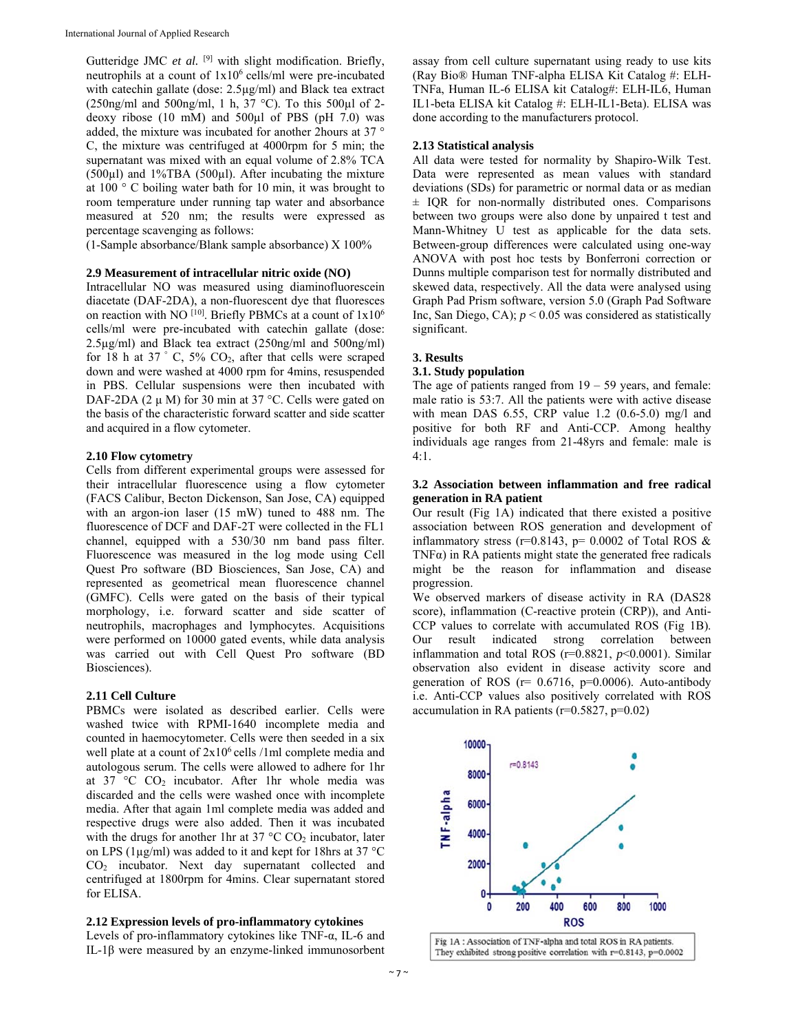Gutteridge JMC *et al.* [9] with slight modification. Briefly, neutrophils at a count of $1x10^6$ cells/ml were pre-incubated with catechin gallate (dose: 2.5µg/ml) and Black tea extract (250ng/ml and 500ng/ml, 1 h, 37 °C). To this 500µl of 2-deoxy ribose (10 mM) and 500µl of PBS (pH 7.0) was added, the mixture was incubated for another 2hours at 37 ° C, the mixture was centrifuged at 4000rpm for 5 min; the supernatant was mixed with an equal volume of 2.8% TCA (500µl) and 1%TBA (500µl). After incubating the mixture at 100 ° C boiling water bath for 10 min, it was brought to room temperature under running tap water and absorbance measured at 520 nm; the results were expressed as percentage scavenging as follows:

(1-Sample absorbance/Blank sample absorbance) X 100%

### 2.9 Measurement of intracellular nitric oxide (NO)

Intracellular NO was measured using diaminofluorescein diacetate (DAF-2DA), a non-fluorescent dye that fluoresces on reaction with NO [10]. Briefly PBMCs at a count of $1x10^6$ cells/ml were pre-incubated with catechin gallate (dose: 2.5µg/ml) and Black tea extract (250ng/ml and 500ng/ml) for 18 h at 37 ° C, 5% $CO_2$, after that cells were scraped down and were washed at 4000 rpm for 4mins, resuspended in PBS. Cellular suspensions were then incubated with DAF-2DA (2 µ M) for 30 min at 37 °C. Cells were gated on the basis of the characteristic forward scatter and side scatter and acquired in a flow cytometer.

### 2.10 Flow cytometry

Cells from different experimental groups were assessed for their intracellular fluorescence using a flow cytometer (FACS Calibur, Becton Dickenson, San Jose, CA) equipped with an argon-ion laser (15 mW) tuned to 488 nm. The fluorescence of DCF and DAF-2T were collected in the FL1 channel, equipped with a 530/30 nm band pass filter. Fluorescence was measured in the log mode using Cell Quest Pro software (BD Biosciences, San Jose, CA) and represented as geometrical mean fluorescence channel (GMFC). Cells were gated on the basis of their typical morphology, i.e. forward scatter and side scatter of neutrophils, macrophages and lymphocytes. Acquisitions were performed on 10000 gated events, while data analysis was carried out with Cell Quest Pro software (BD Biosciences).

### 2.11 Cell Culture

PBMCs were isolated as described earlier. Cells were washed twice with RPMI-1640 incomplete media and counted in haemocytometer. Cells were then seeded in a six well plate at a count of $2x10^6$ cells /1ml complete media and autologous serum. The cells were allowed to adhere for 1hr at 37 °C $CO_2$ incubator. After 1hr whole media was discarded and the cells were washed once with incomplete media. After that again 1ml complete media was added and respective drugs were also added. Then it was incubated with the drugs for another 1hr at 37 °C $CO_2$ incubator, later on LPS (1µg/ml) was added to it and kept for 18hrs at 37 °C $CO_2$ incubator. Next day supernatant collected and centrifuged at 1800rpm for 4mins. Clear supernatant stored for ELISA.

### 2.12 Expression levels of pro-inflammatory cytokines

Levels of pro-inflammatory cytokines like TNF-α, IL-6 and IL-1β were measured by an enzyme-linked immunosorbent assay from cell culture supernatant using ready to use kits (Ray Bio® Human TNF-alpha ELISA Kit Catalog #: ELH-TNFa, Human IL-6 ELISA kit Catalog#: ELH-IL6, Human IL1-beta ELISA kit Catalog #: ELH-IL1-Beta). ELISA was done according to the manufacturers protocol.

### 2.13 Statistical analysis

All data were tested for normality by Shapiro-Wilk Test. Data were represented as mean values with standard deviations (SDs) for parametric or normal data or as median ± IQR for non-normally distributed ones. Comparisons between two groups were also done by unpaired t test and Mann-Whitney U test as applicable for the data sets. Between-group differences were calculated using one-way ANOVA with post hoc tests by Bonferroni correction or Dunns multiple comparison test for normally distributed and skewed data, respectively. All the data were analysed using Graph Pad Prism software, version 5.0 (Graph Pad Software Inc, San Diego, CA); $p < 0.05$ was considered as statistically significant.

## 3. Results

### 3.1. Study population

The age of patients ranged from 19 – 59 years, and female: male ratio is 53:7. All the patients were with active disease with mean DAS 6.55, CRP value 1.2 (0.6-5.0) mg/l and positive for both RF and Anti-CCP. Among healthy individuals age ranges from 21-48yrs and female: male is 4:1.

### 3.2 Association between inflammation and free radical generation in RA patient

Our result (Fig 1A) indicated that there existed a positive association between ROS generation and development of inflammatory stress (r=0.8143, p= 0.0002 of Total ROS & TNFα) in RA patients might state the generated free radicals might be the reason for inflammation and disease progression.

We observed markers of disease activity in RA (DAS28 score), inflammation (C-reactive protein (CRP)), and Anti-CCP values to correlate with accumulated ROS (Fig 1B). Our result indicated strong correlation between inflammation and total ROS (r=0.8821, *p*<0.0001). Similar observation also evident in disease activity score and generation of ROS (r= 0.6716, p=0.0006). Auto-antibody i.e. Anti-CCP values also positively correlated with ROS accumulation in RA patients (r=0.5827, p=0.02)

Fig 1A : Association of TNF-alpha and total ROS in RA patients. They exhibited strong positive correlation with r=0.8143, p=0.0002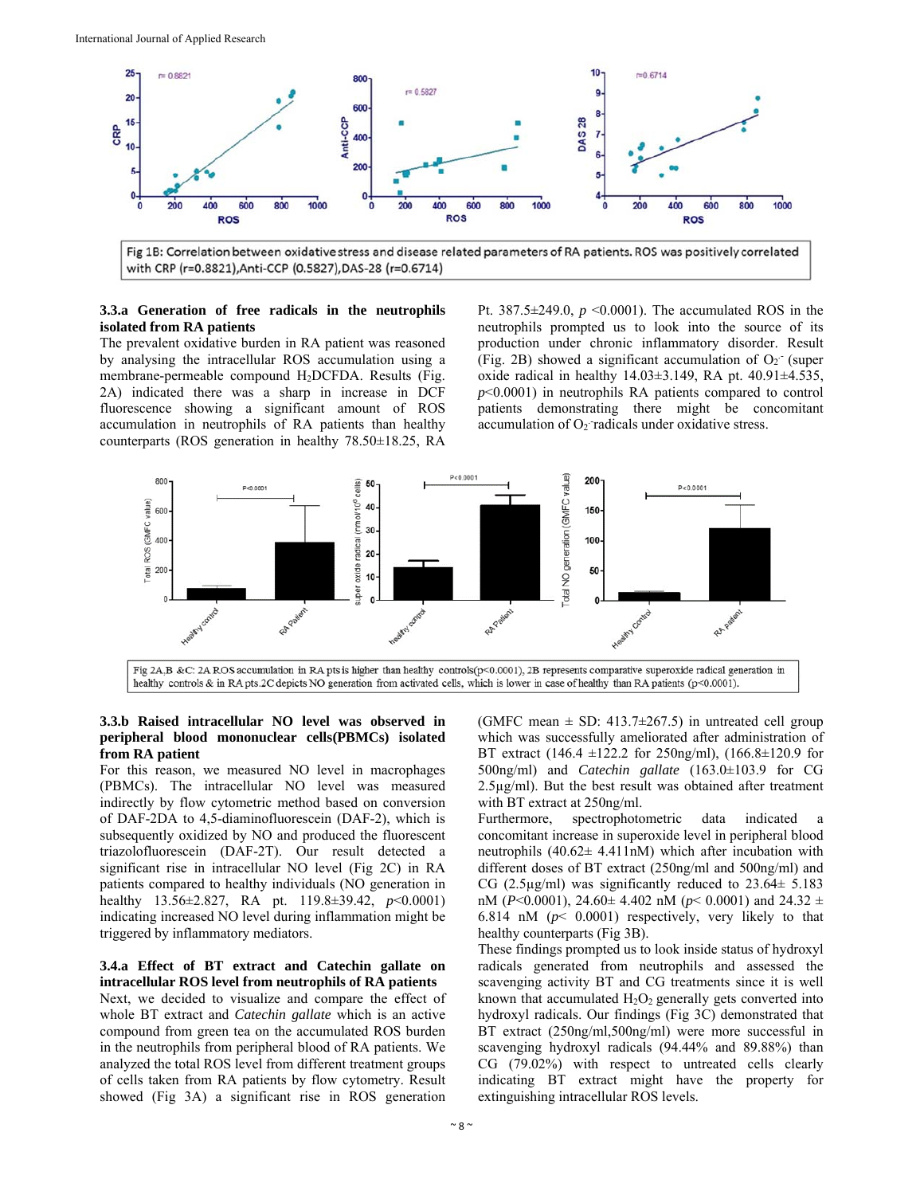Fig 1B: Correlation between oxidative stress and disease related parameters of RA patients. ROS was positively correlated with CRP (r=0.8821),Anti-CCP (0.5827),DAS-28 (r=0.6714)

**3.3.a Generation of free radicals in the neutrophils isolated from RA patients**

The prevalent oxidative burden in RA patient was reasoned by analysing the intracellular ROS accumulation using a membrane-permeable compound $H_2$DCFDA. Results (Fig. 2A) indicated there was a sharp in increase in DCF fluorescence showing a significant amount of ROS accumulation in neutrophils of RA patients than healthy counterparts (ROS generation in healthy 78.50±18.25, RA Pt. 387.5±249.0, $p$ <0.0001). The accumulated ROS in the neutrophils prompted us to look into the source of its production under chronic inflammatory disorder. Result (Fig. 2B) showed a significant accumulation of $O_2^{.-}$ (super oxide radical in healthy 14.03±3.149, RA pt. 40.91±4.535, $p$<0.0001) in neutrophils RA patients compared to control patients demonstrating there might be concomitant accumulation of $O_2^{.-}$radicals under oxidative stress.

Fig 2A,B &C: 2A ROS accumulation in RA pts is higher than healthy controls(p<0.0001), 2B represents comparative superoxide radical generation in healthy controls & in RA pts.2C depicts NO generation from activated cells, which is lower in case of healthy than RA patients (p<0.0001).

**3.3.b Raised intracellular NO level was observed in peripheral blood mononuclear cells(PBMCs) isolated from RA patient**

For this reason, we measured NO level in macrophages (PBMCs). The intracellular NO level was measured indirectly by flow cytometric method based on conversion of DAF-2DA to 4,5-diaminofluorescein (DAF-2), which is subsequently oxidized by NO and produced the fluorescent triazolofluorescein (DAF-2T). Our result detected a significant rise in intracellular NO level (Fig 2C) in RA patients compared to healthy individuals (NO generation in healthy 13.56±2.827, RA pt. 119.8±39.42, $p$<0.0001) indicating increased NO level during inflammation might be triggered by inflammatory mediators.

**3.4.a Effect of BT extract and Catechin gallate on intracellular ROS level from neutrophils of RA patients**

Next, we decided to visualize and compare the effect of whole BT extract and *Catechin gallate* which is an active compound from green tea on the accumulated ROS burden in the neutrophils from peripheral blood of RA patients. We analyzed the total ROS level from different treatment groups of cells taken from RA patients by flow cytometry. Result showed (Fig 3A) a significant rise in ROS generation (GMFC mean ± SD: 413.7±267.5) in untreated cell group which was successfully ameliorated after administration of BT extract (146.4 ±122.2 for 250ng/ml), (166.8±120.9 for 500ng/ml) and *Catechin gallate* (163.0±103.9 for CG 2.5µg/ml). But the best result was obtained after treatment with BT extract at 250ng/ml.

Furthermore, spectrophotometric data indicated a concomitant increase in superoxide level in peripheral blood neutrophils (40.62± 4.411nM) which after incubation with different doses of BT extract (250ng/ml and 500ng/ml) and CG (2.5µg/ml) was significantly reduced to 23.64± 5.183 nM ($P$<0.0001), 24.60± 4.402 nM ($p$< 0.0001) and 24.32 ± 6.814 nM ($p$< 0.0001) respectively, very likely to that healthy counterparts (Fig 3B).

These findings prompted us to look inside status of hydroxyl radicals generated from neutrophils and assessed the scavenging activity BT and CG treatments since it is well known that accumulated $H_2O_2$ generally gets converted into hydroxyl radicals. Our findings (Fig 3C) demonstrated that BT extract (250ng/ml,500ng/ml) were more successful in scavenging hydroxyl radicals (94.44% and 89.88%) than CG (79.02%) with respect to untreated cells clearly indicating BT extract might have the property for extinguishing intracellular ROS levels.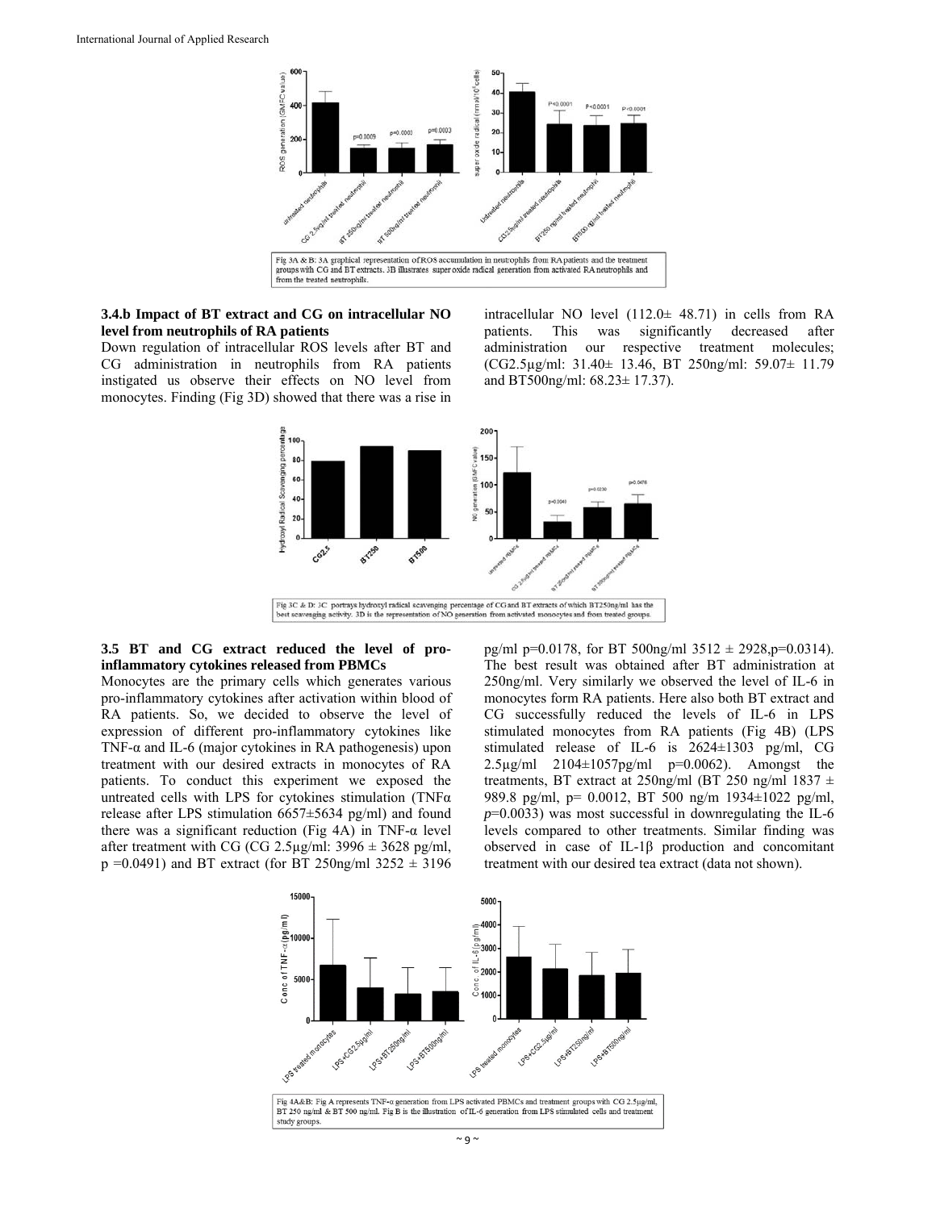Fig 3A & B: 3A graphical representation of ROS accumulation in neutrophils from RA patients and the treatment groups with CG and BT extracts. 3B illustrates super oxide radical generation from activated RA neutrophils and from the treated neutrophils.

### 3.4.b Impact of BT extract and CG on intracellular NO level from neutrophils of RA patients

Down regulation of intracellular ROS levels after BT and CG administration in neutrophils from RA patients instigated us observe their effects on NO level from monocytes. Finding (Fig 3D) showed that there was a rise in intracellular NO level (112.0± 48.71) in cells from RA patients. This was significantly decreased after administration our respective treatment molecules; (CG2.5μg/ml: 31.40± 13.46, BT 250ng/ml: 59.07± 11.79 and BT500ng/ml: 68.23± 17.37).

Fig 3C & D: 3C portrays hydroxyl radical scavenging percentage of CG and BT extracts of which BT250ng/ml has the best scavenging activity. 3D is the representation of NO generation from activated monocytes and from treated groups.

### 3.5 BT and CG extract reduced the level of pro-inflammatory cytokines released from PBMCs

Monocytes are the primary cells which generates various pro-inflammatory cytokines after activation within blood of RA patients. So, we decided to observe the level of expression of different pro-inflammatory cytokines like TNF-α and IL-6 (major cytokines in RA pathogenesis) upon treatment with our desired extracts in monocytes of RA patients. To conduct this experiment we exposed the untreated cells with LPS for cytokines stimulation (TNFα release after LPS stimulation 6657±5634 pg/ml) and found there was a significant reduction (Fig 4A) in TNF-α level after treatment with CG (CG 2.5μg/ml: 3996 ± 3628 pg/ml, p =0.0491) and BT extract (for BT 250ng/ml 3252 ± 3196 pg/ml p=0.0178, for BT 500ng/ml 3512 ± 2928,p=0.0314). The best result was obtained after BT administration at 250ng/ml. Very similarly we observed the level of IL-6 in monocytes form RA patients. Here also both BT extract and CG successfully reduced the levels of IL-6 in LPS stimulated monocytes from RA patients (Fig 4B) (LPS stimulated release of IL-6 is 2624±1303 pg/ml, CG 2.5μg/ml 2104±1057pg/ml p=0.0062). Amongst the treatments, BT extract at 250ng/ml (BT 250 ng/ml 1837 ± 989.8 pg/ml, p= 0.0012, BT 500 ng/m 1934±1022 pg/ml, *p*=0.0033) was most successful in downregulating the IL-6 levels compared to other treatments. Similar finding was observed in case of IL-1β production and concomitant treatment with our desired tea extract (data not shown).

Fig 4A&B: Fig A represents TNF-α generation from LPS activated PBMCs and treatment groups with CG 2.5μg/ml, BT 250 ng/ml & BT 500 ng/ml. Fig B is the illustration of IL-6 generation from LPS stimulated cells and treatment study groups.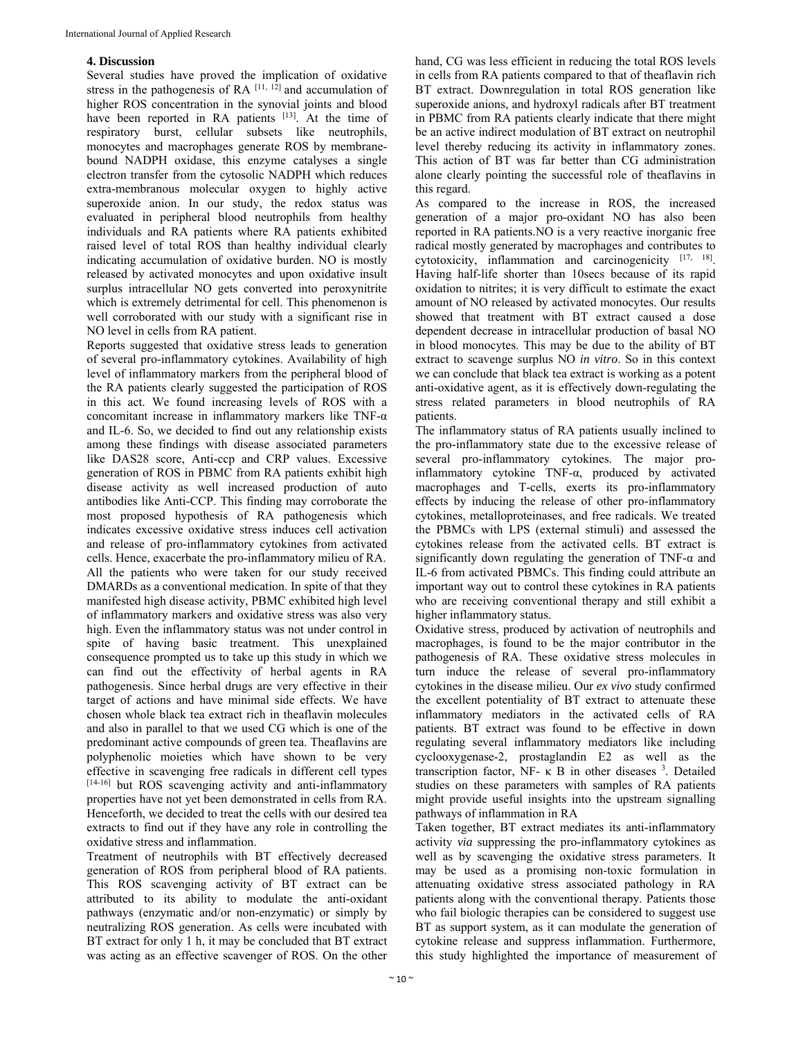## 4. Discussion

Several studies have proved the implication of oxidative stress in the pathogenesis of RA [11, 12] and accumulation of higher ROS concentration in the synovial joints and blood have been reported in RA patients [13]. At the time of respiratory burst, cellular subsets like neutrophils, monocytes and macrophages generate ROS by membrane-bound NADPH oxidase, this enzyme catalyses a single electron transfer from the cytosolic NADPH which reduces extra-membranous molecular oxygen to highly active superoxide anion. In our study, the redox status was evaluated in peripheral blood neutrophils from healthy individuals and RA patients where RA patients exhibited raised level of total ROS than healthy individual clearly indicating accumulation of oxidative burden. NO is mostly released by activated monocytes and upon oxidative insult surplus intracellular NO gets converted into peroxynitrite which is extremely detrimental for cell. This phenomenon is well corroborated with our study with a significant rise in NO level in cells from RA patient.

Reports suggested that oxidative stress leads to generation of several pro-inflammatory cytokines. Availability of high level of inflammatory markers from the peripheral blood of the RA patients clearly suggested the participation of ROS in this act. We found increasing levels of ROS with a concomitant increase in inflammatory markers like TNF-α and IL-6. So, we decided to find out any relationship exists among these findings with disease associated parameters like DAS28 score, Anti-ccp and CRP values. Excessive generation of ROS in PBMC from RA patients exhibit high disease activity as well increased production of auto antibodies like Anti-CCP. This finding may corroborate the most proposed hypothesis of RA pathogenesis which indicates excessive oxidative stress induces cell activation and release of pro-inflammatory cytokines from activated cells. Hence, exacerbate the pro-inflammatory milieu of RA. All the patients who were taken for our study received DMARDs as a conventional medication. In spite of that they manifested high disease activity, PBMC exhibited high level of inflammatory markers and oxidative stress was also very high. Even the inflammatory status was not under control in spite of having basic treatment. This unexplained consequence prompted us to take up this study in which we can find out the effectivity of herbal agents in RA pathogenesis. Since herbal drugs are very effective in their target of actions and have minimal side effects. We have chosen whole black tea extract rich in theaflavin molecules and also in parallel to that we used CG which is one of the predominant active compounds of green tea. Theaflavins are polyphenolic moieties which have shown to be very effective in scavenging free radicals in different cell types [14-16] but ROS scavenging activity and anti-inflammatory properties have not yet been demonstrated in cells from RA. Henceforth, we decided to treat the cells with our desired tea extracts to find out if they have any role in controlling the oxidative stress and inflammation.

Treatment of neutrophils with BT effectively decreased generation of ROS from peripheral blood of RA patients. This ROS scavenging activity of BT extract can be attributed to its ability to modulate the anti-oxidant pathways (enzymatic and/or non-enzymatic) or simply by neutralizing ROS generation. As cells were incubated with BT extract for only 1 h, it may be concluded that BT extract was acting as an effective scavenger of ROS. On the other hand, CG was less efficient in reducing the total ROS levels in cells from RA patients compared to that of theaflavin rich BT extract. Downregulation in total ROS generation like superoxide anions, and hydroxyl radicals after BT treatment in PBMC from RA patients clearly indicate that there might be an active indirect modulation of BT extract on neutrophil level thereby reducing its activity in inflammatory zones. This action of BT was far better than CG administration alone clearly pointing the successful role of theaflavins in this regard.

As compared to the increase in ROS, the increased generation of a major pro-oxidant NO has also been reported in RA patients.NO is a very reactive inorganic free radical mostly generated by macrophages and contributes to cytotoxicity, inflammation and carcinogenicity [17, 18]. Having half-life shorter than 10secs because of its rapid oxidation to nitrites; it is very difficult to estimate the exact amount of NO released by activated monocytes. Our results showed that treatment with BT extract caused a dose dependent decrease in intracellular production of basal NO in blood monocytes. This may be due to the ability of BT extract to scavenge surplus NO *in vitro*. So in this context we can conclude that black tea extract is working as a potent anti-oxidative agent, as it is effectively down-regulating the stress related parameters in blood neutrophils of RA patients.

The inflammatory status of RA patients usually inclined to the pro-inflammatory state due to the excessive release of several pro-inflammatory cytokines. The major pro-inflammatory cytokine TNF-α, produced by activated macrophages and T-cells, exerts its pro-inflammatory effects by inducing the release of other pro-inflammatory cytokines, metalloproteinases, and free radicals. We treated the PBMCs with LPS (external stimuli) and assessed the cytokines release from the activated cells. BT extract is significantly down regulating the generation of TNF-α and IL-6 from activated PBMCs. This finding could attribute an important way out to control these cytokines in RA patients who are receiving conventional therapy and still exhibit a higher inflammatory status.

Oxidative stress, produced by activation of neutrophils and macrophages, is found to be the major contributor in the pathogenesis of RA. These oxidative stress molecules in turn induce the release of several pro-inflammatory cytokines in the disease milieu. Our *ex vivo* study confirmed the excellent potentiality of BT extract to attenuate these inflammatory mediators in the activated cells of RA patients. BT extract was found to be effective in down regulating several inflammatory mediators like including cyclooxygenase-2, prostaglandin E2 as well as the transcription factor, NF- κ B in other diseases [3]. Detailed studies on these parameters with samples of RA patients might provide useful insights into the upstream signalling pathways of inflammation in RA

Taken together, BT extract mediates its anti-inflammatory activity *via* suppressing the pro-inflammatory cytokines as well as by scavenging the oxidative stress parameters. It may be used as a promising non-toxic formulation in attenuating oxidative stress associated pathology in RA patients along with the conventional therapy. Patients those who fail biologic therapies can be considered to suggest use BT as support system, as it can modulate the generation of cytokine release and suppress inflammation. Furthermore, this study highlighted the importance of measurement of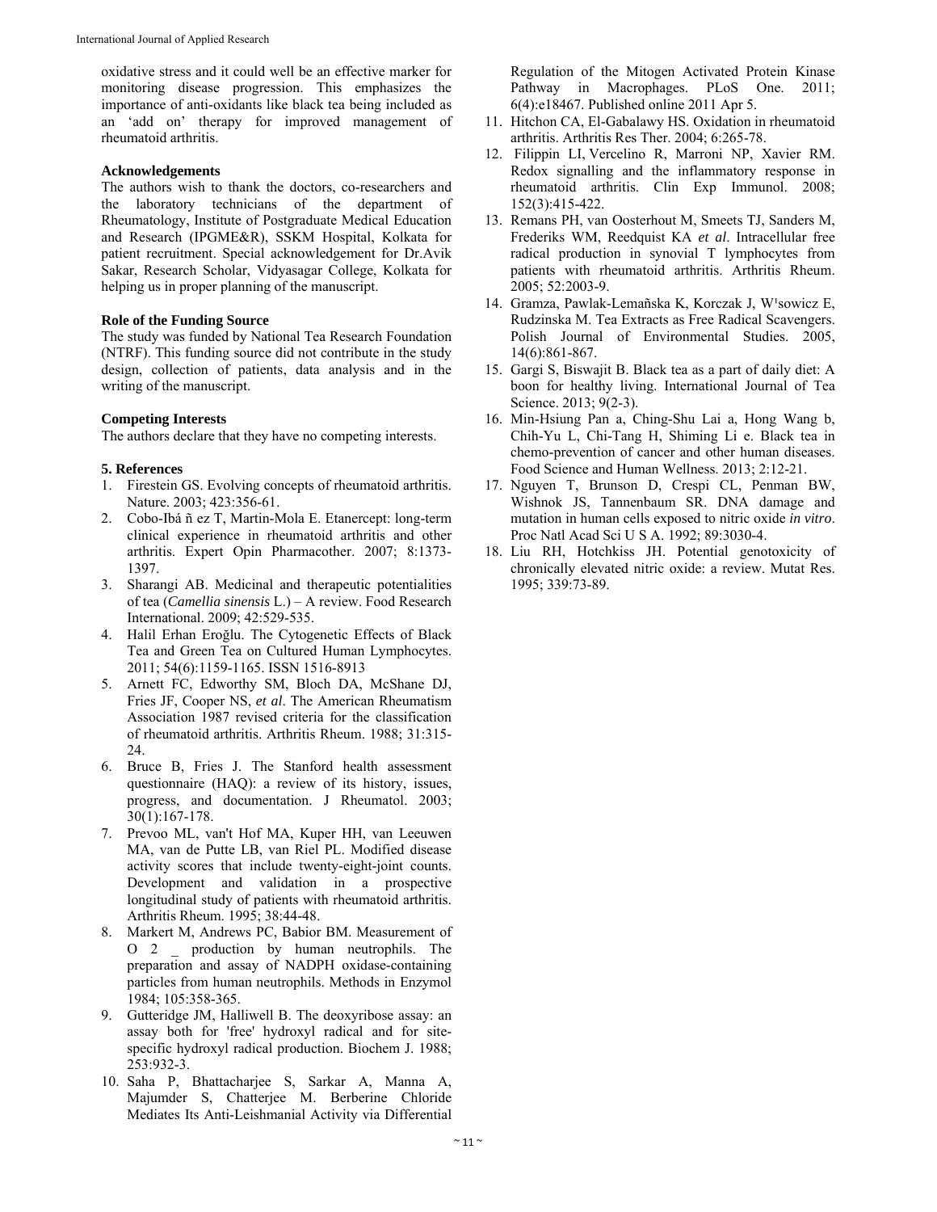oxidative stress and it could well be an effective marker for monitoring disease progression. This emphasizes the importance of anti-oxidants like black tea being included as an 'add on' therapy for improved management of rheumatoid arthritis.

**Acknowledgements**

The authors wish to thank the doctors, co-researchers and the laboratory technicians of the department of Rheumatology, Institute of Postgraduate Medical Education and Research (IPGME&R), SSKM Hospital, Kolkata for patient recruitment. Special acknowledgement for Dr.Avik Sakar, Research Scholar, Vidyasagar College, Kolkata for helping us in proper planning of the manuscript.

**Role of the Funding Source**

The study was funded by National Tea Research Foundation (NTRF). This funding source did not contribute in the study design, collection of patients, data analysis and in the writing of the manuscript.

**Competing Interests**

The authors declare that they have no competing interests.

**5. References**

1. Firestein GS. Evolving concepts of rheumatoid arthritis. Nature. 2003; 423:356-61.
2. Cobo-Ibá ñ ez T, Martin-Mola E. Etanercept: long-term clinical experience in rheumatoid arthritis and other arthritis. Expert Opin Pharmacother. 2007; 8:1373-1397.
3. Sharangi AB. Medicinal and therapeutic potentialities of tea (*Camellia sinensis* L.) – A review. Food Research International. 2009; 42:529-535.
4. Halil Erhan Eroğlu. The Cytogenetic Effects of Black Tea and Green Tea on Cultured Human Lymphocytes. 2011; 54(6):1159-1165. ISSN 1516-8913
5. Arnett FC, Edworthy SM, Bloch DA, McShane DJ, Fries JF, Cooper NS, *et al*. The American Rheumatism Association 1987 revised criteria for the classification of rheumatoid arthritis. Arthritis Rheum. 1988; 31:315-24.
6. Bruce B, Fries J. The Stanford health assessment questionnaire (HAQ): a review of its history, issues, progress, and documentation. J Rheumatol. 2003; 30(1):167-178.
7. Prevoo ML, van't Hof MA, Kuper HH, van Leeuwen MA, van de Putte LB, van Riel PL. Modified disease activity scores that include twenty-eight-joint counts. Development and validation in a prospective longitudinal study of patients with rheumatoid arthritis. Arthritis Rheum. 1995; 38:44-48.
8. Markert M, Andrews PC, Babior BM. Measurement of O 2 _ production by human neutrophils. The preparation and assay of NADPH oxidase-containing particles from human neutrophils. Methods in Enzymol 1984; 105:358-365.
9. Gutteridge JM, Halliwell B. The deoxyribose assay: an assay both for 'free' hydroxyl radical and for site-specific hydroxyl radical production. Biochem J. 1988; 253:932-3.
10. Saha P, Bhattacharjee S, Sarkar A, Manna A, Majumder S, Chatterjee M. Berberine Chloride Mediates Its Anti-Leishmanial Activity via Differential Regulation of the Mitogen Activated Protein Kinase Pathway in Macrophages. PLoS One. 2011; 6(4):e18467. Published online 2011 Apr 5.
11. Hitchon CA, El-Gabalawy HS. Oxidation in rheumatoid arthritis. Arthritis Res Ther. 2004; 6:265-78.
12. Filippin LI, Vercelino R, Marroni NP, Xavier RM. Redox signalling and the inflammatory response in rheumatoid arthritis. Clin Exp Immunol. 2008; 152(3):415-422.
13. Remans PH, van Oosterhout M, Smeets TJ, Sanders M, Frederiks WM, Reedquist KA *et al*. Intracellular free radical production in synovial T lymphocytes from patients with rheumatoid arthritis. Arthritis Rheum. 2005; 52:2003-9.
14. Gramza, Pawlak-Lemañska K, Korczak J, W!sowicz E, Rudzinska M. Tea Extracts as Free Radical Scavengers. Polish Journal of Environmental Studies. 2005, 14(6):861-867.
15. Gargi S, Biswajit B. Black tea as a part of daily diet: A boon for healthy living. International Journal of Tea Science. 2013; 9(2-3).
16. Min-Hsiung Pan a, Ching-Shu Lai a, Hong Wang b, Chih-Yu L, Chi-Tang H, Shiming Li e. Black tea in chemo-prevention of cancer and other human diseases. Food Science and Human Wellness. 2013; 2:12-21.
17. Nguyen T, Brunson D, Crespi CL, Penman BW, Wishnok JS, Tannenbaum SR. DNA damage and mutation in human cells exposed to nitric oxide *in vitro*. Proc Natl Acad Sci U S A. 1992; 89:3030-4.
18. Liu RH, Hotchkiss JH. Potential genotoxicity of chronically elevated nitric oxide: a review. Mutat Res. 1995; 339:73-89.